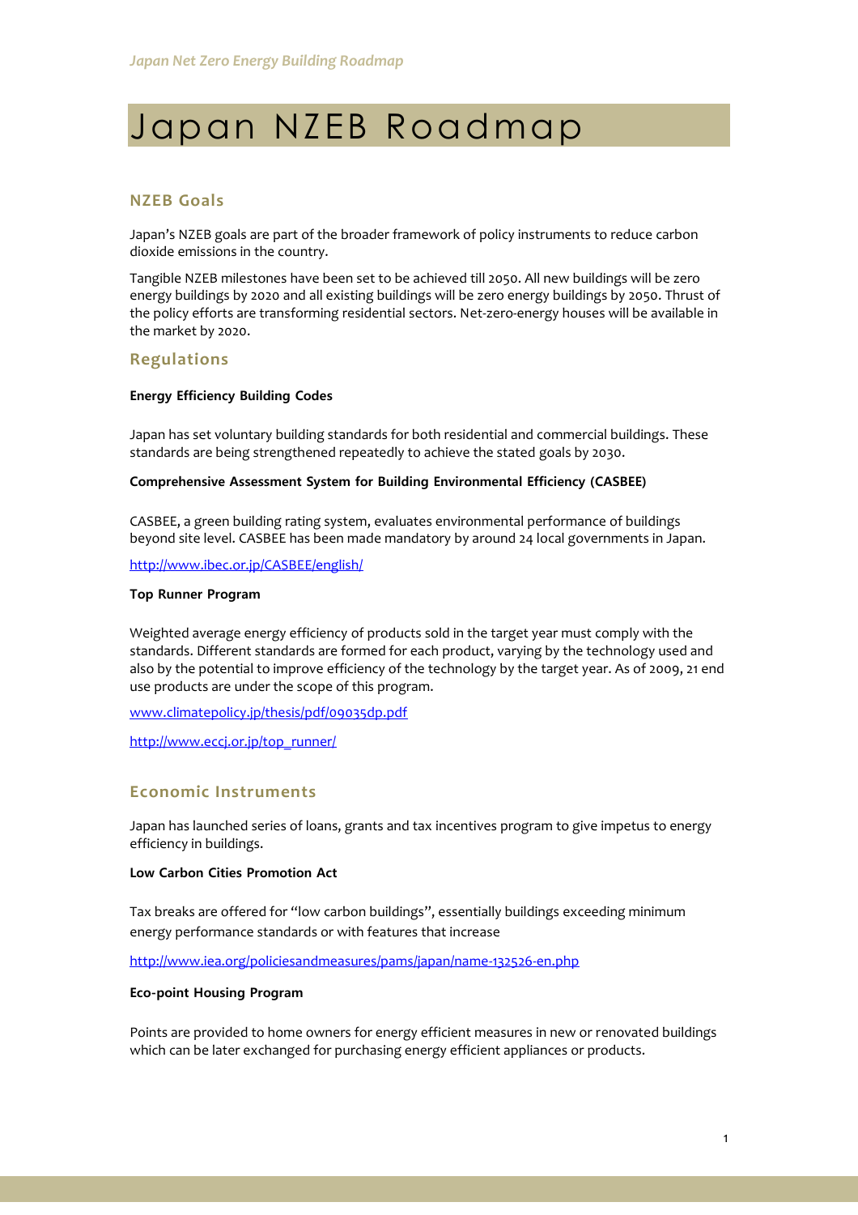# Japan NZEB Roadmap

## NZEB Goals

Japan's NZEB goals are part of the broader framework of policy instruments to reduce carbon dioxide emissions in the country.

Tangible NZEB milestones have been set to be achieved till 2050. All new buildings will be zero energy buildings by 2020 and all existing buildings will be zero energy buildings by 2050. Thrust of the policy efforts are transforming residential sectors. Net-zero-energy houses will be available in the market by 2020.

## Regulations

### Energy Efficiency Building Codes

Japan has set voluntary building standards for both residential and commercial buildings. These standards are being strengthened repeatedly to achieve the stated goals by 2030.

### Comprehensive Assessment System for Building Environmental Efficiency (CASBEE)

CASBEE, a green building rating system, evaluates environmental performance of buildings beyond site level. CASBEE has been made mandatory by around 24 local governments in Japan.

http://www.ibec.or.jp/CASBEE/english/

### Top Runner Program

Weighted average energy efficiency of products sold in the target year must comply with the standards. Different standards are formed for each product, varying by the technology used and also by the potential to improve efficiency of the technology by the target year. As of 2009, 21 end use products are under the scope of this program.

www.climatepolicy.jp/thesis/pdf/09035dp.pdf

http://www.eccj.or.jp/top_runner/

## Economic Instruments

Japan has launched series of loans, grants and tax incentives program to give impetus to energy efficiency in buildings.

### Low Carbon Cities Promotion Act

Tax breaks are offered for "low carbon buildings", essentially buildings exceeding minimum energy performance standards or with features that increase

http://www.iea.org/policiesandmeasures/pams/japan/name-132526-en.php

### Eco-point Housing Program

Points are provided to home owners for energy efficient measures in new or renovated buildings which can be later exchanged for purchasing energy efficient appliances or products.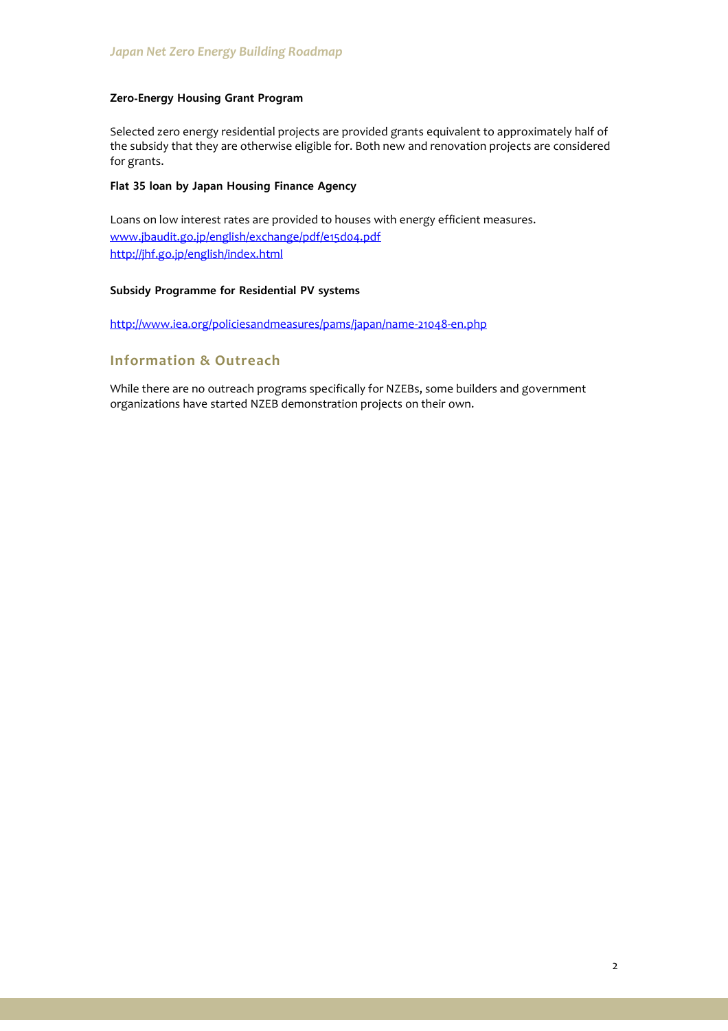#### Zero-Energy Housing Grant Program

Selected zero energy residential projects are provided grants equivalent to approximately half of the subsidy that they are otherwise eligible for. Both new and renovation projects are considered for grants.

#### Flat 35 loan by Japan Housing Finance Agency

Loans on low interest rates are provided to houses with energy efficient measures.
www.jbaudit.go.jp/english/exchange/pdf/e15d04.pdf
http://jhf.go.jp/english/index.html

#### Subsidy Programme for Residential PV systems

http://www.iea.org/policiesandmeasures/pams/japan/name-21048-en.php

## Information & Outreach

While there are no outreach programs specifically for NZEBs, some builders and government organizations have started NZEB demonstration projects on their own.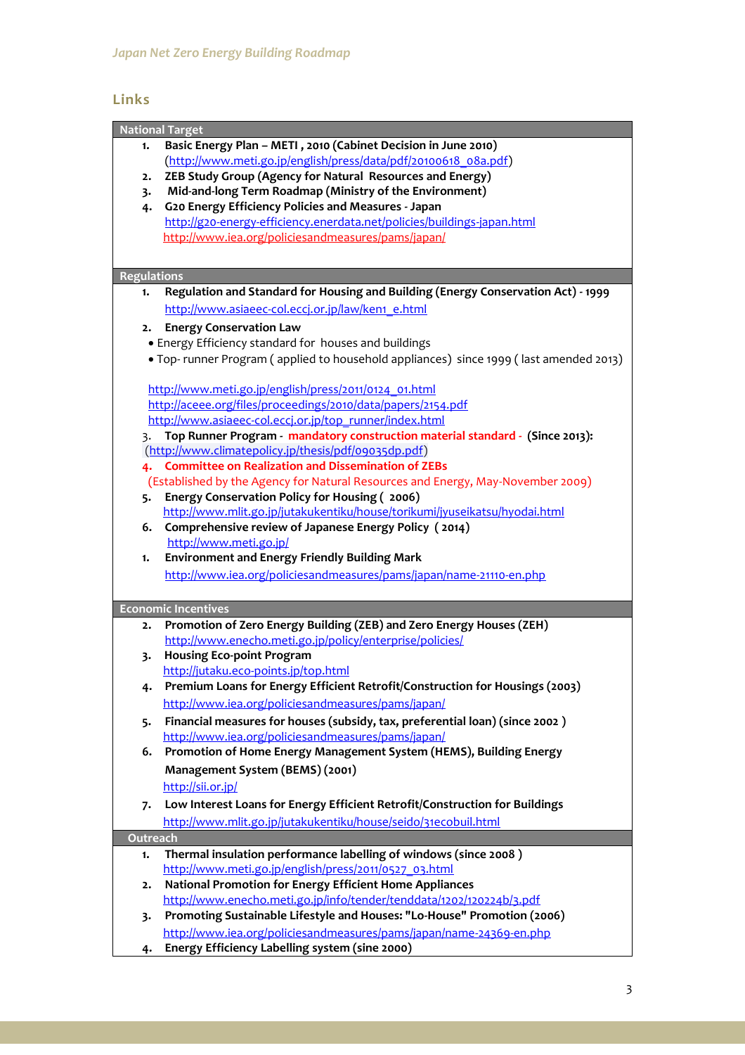## Links

| National Target |
|---|
| 1. **Basic Energy Plan – METI , 2010 (Cabinet Decision in June 2010)** (http://www.meti.go.jp/english/press/data/pdf/20100618_08a.pdf)<br>2. **ZEB Study Group (Agency for Natural Resources and Energy)**<br>3. **Mid-and-long Term Roadmap (Ministry of the Environment)**<br>4. **G20 Energy Efficiency Policies and Measures - Japan** http://g20-energy-efficiency.enerdata.net/policies/buildings-japan.html http://www.iea.org/policiesandmeasures/pams/japan/ |
| **Regulations** |
| 1. **Regulation and Standard for Housing and Building (Energy Conservation Act) - 1999** http://www.asiaeec-col.eccj.or.jp/law/ken1_e.html<br>2. **Energy Conservation Law**<br>• Energy Efficiency standard for houses and buildings<br>• Top- runner Program ( applied to household appliances) since 1999 ( last amended 2013)<br><br>http://www.meti.go.jp/english/press/2011/0124_01.html<br>http://aceee.org/files/proceedings/2010/data/papers/2154.pdf<br>http://www.asiaeec-col.eccj.or.jp/top_runner/index.html<br>3. **Top Runner Program - mandatory construction material standard - (Since 2013):** (http://www.climatepolicy.jp/thesis/pdf/09035dp.pdf)<br>4. **Committee on Realization and Dissemination of ZEBs** (Established by the Agency for Natural Resources and Energy, May-November 2009)<br>5. **Energy Conservation Policy for Housing ( 2006)** http://www.mlit.go.jp/jutakukentiku/house/torikumi/jyuseikatsu/hyodai.html<br>6. **Comprehensive review of Japanese Energy Policy ( 2014)** http://www.meti.go.jp/<br>1. **Environment and Energy Friendly Building Mark** http://www.iea.org/policiesandmeasures/pams/japan/name-21110-en.php |
| **Economic Incentives** |
| 2. **Promotion of Zero Energy Building (ZEB) and Zero Energy Houses (ZEH)** http://www.enecho.meti.go.jp/policy/enterprise/policies/<br>3. **Housing Eco-point Program** http://jutaku.eco-points.jp/top.html<br>4. **Premium Loans for Energy Efficient Retrofit/Construction for Housings (2003)** http://www.iea.org/policiesandmeasures/pams/japan/<br>5. **Financial measures for houses (subsidy, tax, preferential loan) (since 2002 )** http://www.iea.org/policiesandmeasures/pams/japan/<br>6. **Promotion of Home Energy Management System (HEMS), Building Energy Management System (BEMS) (2001)** http://sii.or.jp/<br>7. **Low Interest Loans for Energy Efficient Retrofit/Construction for Buildings** http://www.mlit.go.jp/jutakukentiku/house/seido/31ecobuil.html |
| **Outreach** |
| 1. **Thermal insulation performance labelling of windows (since 2008 )** http://www.meti.go.jp/english/press/2011/0527_03.html<br>2. **National Promotion for Energy Efficient Home Appliances** http://www.enecho.meti.go.jp/info/tender/tenddata/1202/120224b/3.pdf<br>3. **Promoting Sustainable Lifestyle and Houses: "Lo-House" Promotion (2006)** http://www.iea.org/policiesandmeasures/pams/japan/name-24369-en.php<br>4. **Energy Efficiency Labelling system (sine 2000)** |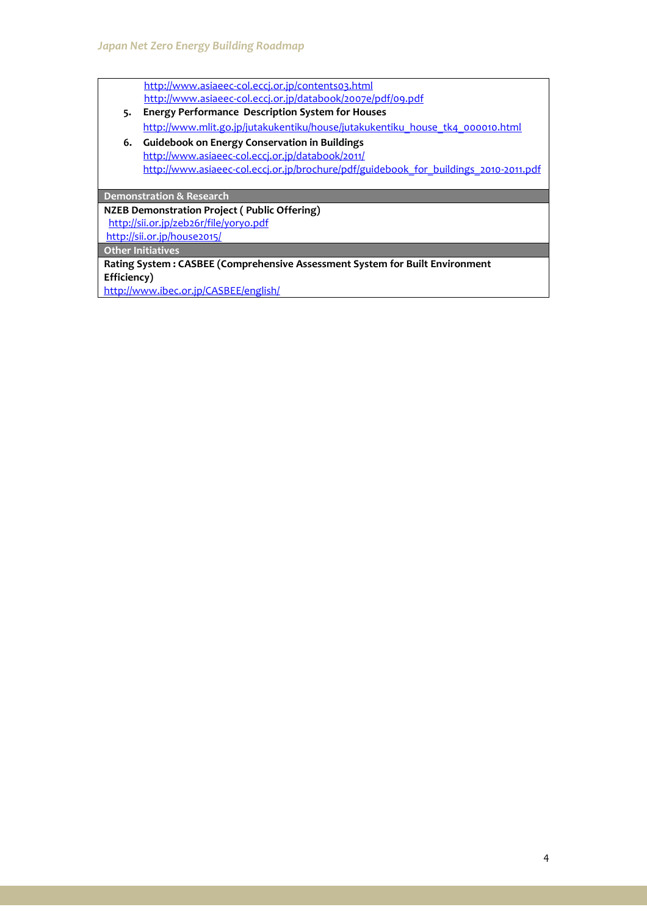http://www.asiaeec-col.eccj.or.jp/contents03.html
http://www.asiaeec-col.eccj.or.jp/databook/2007e/pdf/09.pdf

5. **Energy Performance Description System for Houses**
   http://www.mlit.go.jp/jutakukentiku/house/jutakukentiku_house_tk4_000010.html
6. **Guidebook on Energy Conservation in Buildings**
   http://www.asiaeec-col.eccj.or.jp/databook/2011/
   http://www.asiaeec-col.eccj.or.jp/brochure/pdf/guidebook_for_buildings_2010-2011.pdf

**Demonstration & Research**

**NZEB Demonstration Project ( Public Offering)**

http://sii.or.jp/zeb26r/file/yoryo.pdf
http://sii.or.jp/house2015/

**Other Initiatives**

**Rating System : CASBEE (Comprehensive Assessment System for Built Environment Efficiency)**

http://www.ibec.or.jp/CASBEE/english/